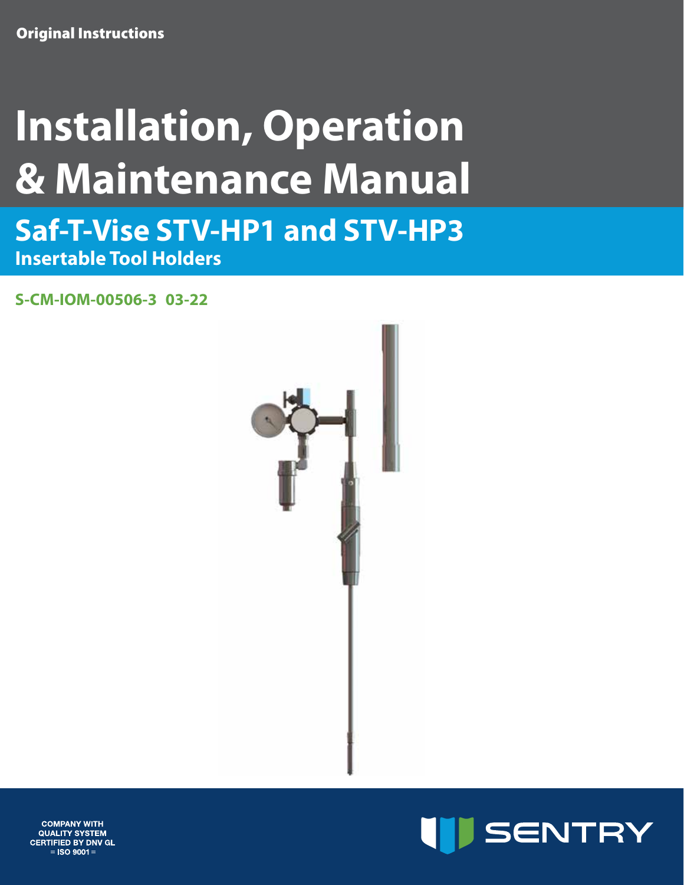Original Instructions

# Installation, Operation & Maintenance Manual

## Saf-T-Vise STV-HP1 and STV-HP3

**Insertable Tool Holders**

**S-CM-IOM-00506-3 03-22**

COMPANY WITH QUALITY SYSTEM CERTIFIED BY DNV GL = ISO 9001 =

SENTRY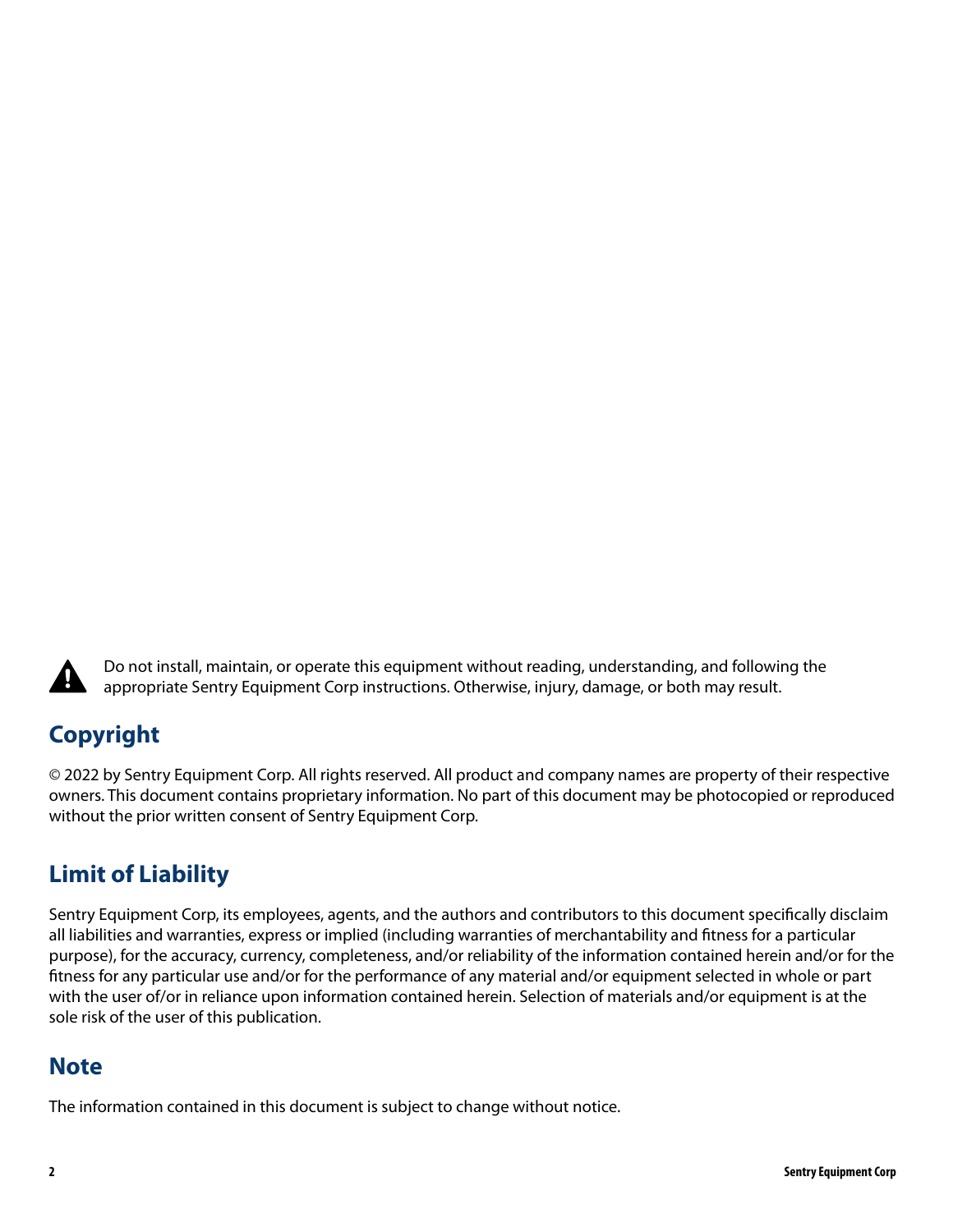⚠ Do not install, maintain, or operate this equipment without reading, understanding, and following the appropriate Sentry Equipment Corp instructions. Otherwise, injury, damage, or both may result.

## Copyright

© 2022 by Sentry Equipment Corp. All rights reserved. All product and company names are property of their respective owners. This document contains proprietary information. No part of this document may be photocopied or reproduced without the prior written consent of Sentry Equipment Corp.

## Limit of Liability

Sentry Equipment Corp, its employees, agents, and the authors and contributors to this document specifically disclaim all liabilities and warranties, express or implied (including warranties of merchantability and fitness for a particular purpose), for the accuracy, currency, completeness, and/or reliability of the information contained herein and/or for the fitness for any particular use and/or for the performance of any material and/or equipment selected in whole or part with the user of/or in reliance upon information contained herein. Selection of materials and/or equipment is at the sole risk of the user of this publication.

## Note

The information contained in this document is subject to change without notice.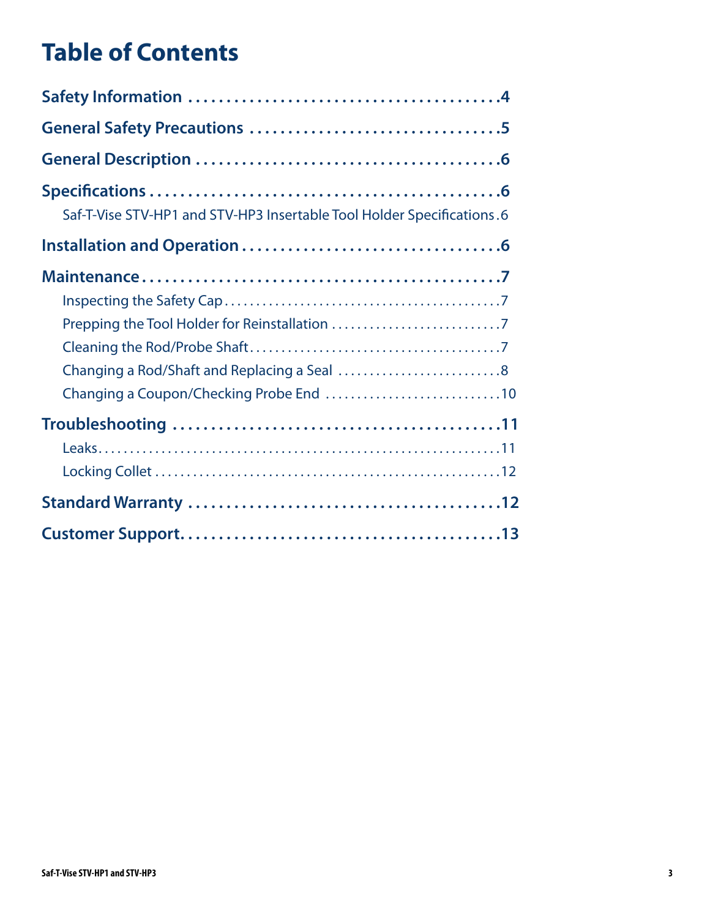# Table of Contents

**Safety Information** . . . . . . . . . . . . . . . . . . . . . . . . . . . . . . . . . . . . . . . . . .4

**General Safety Precautions** . . . . . . . . . . . . . . . . . . . . . . . . . . . . . . . .5

**General Description** . . . . . . . . . . . . . . . . . . . . . . . . . . . . . . . . . . . . . . .6

**Specifications** . . . . . . . . . . . . . . . . . . . . . . . . . . . . . . . . . . . . . . . . . . . . .6

- Saf-T-Vise STV-HP1 and STV-HP3 Insertable Tool Holder Specifications . 6

**Installation and Operation** . . . . . . . . . . . . . . . . . . . . . . . . . . . . . . . . .6

**Maintenance** . . . . . . . . . . . . . . . . . . . . . . . . . . . . . . . . . . . . . . . . . . . . . .7

- Inspecting the Safety Cap . . . . . . . . . . . . . . . . . . . . . . . . . . . . . . . . . . . . . . . . . . 7
- Prepping the Tool Holder for Reinstallation . . . . . . . . . . . . . . . . . . . . . . . . . . 7
- Cleaning the Rod/Probe Shaft . . . . . . . . . . . . . . . . . . . . . . . . . . . . . . . . . . . . . . 7
- Changing a Rod/Shaft and Replacing a Seal . . . . . . . . . . . . . . . . . . . . . . . . . 8
- Changing a Coupon/Checking Probe End . . . . . . . . . . . . . . . . . . . . . . . . . . . 10

**Troubleshooting** . . . . . . . . . . . . . . . . . . . . . . . . . . . . . . . . . . . . . . . . . . .11

- Leaks . . . . . . . . . . . . . . . . . . . . . . . . . . . . . . . . . . . . . . . . . . . . . . . . . . . . . . . . . . . . 11
- Locking Collet . . . . . . . . . . . . . . . . . . . . . . . . . . . . . . . . . . . . . . . . . . . . . . . . . . . . 12

**Standard Warranty** . . . . . . . . . . . . . . . . . . . . . . . . . . . . . . . . . . . . . . . . .12

**Customer Support** . . . . . . . . . . . . . . . . . . . . . . . . . . . . . . . . . . . . . . . . . .13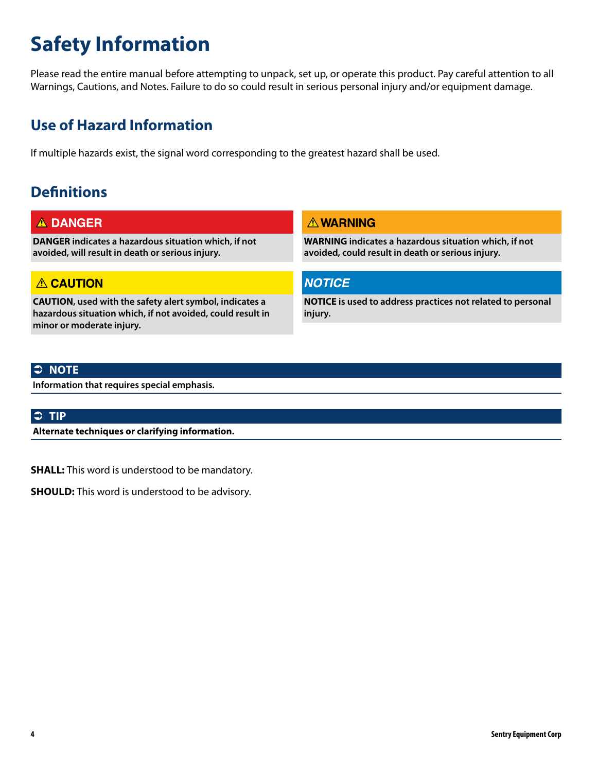# Safety Information

Please read the entire manual before attempting to unpack, set up, or operate this product. Pay careful attention to all Warnings, Cautions, and Notes. Failure to do so could result in serious personal injury and/or equipment damage.

## Use of Hazard Information

If multiple hazards exist, the signal word corresponding to the greatest hazard shall be used.

## Definitions

**⚠ DANGER**

**DANGER indicates a hazardous situation which, if not avoided, will result in death or serious injury.**

**⚠ WARNING**

**WARNING indicates a hazardous situation which, if not avoided, could result in death or serious injury.**

**⚠ CAUTION**

**CAUTION, used with the safety alert symbol, indicates a hazardous situation which, if not avoided, could result in minor or moderate injury.**

***NOTICE***

**NOTICE is used to address practices not related to personal injury.**

**➲ NOTE**

**Information that requires special emphasis.**

**➲ TIP**

**Alternate techniques or clarifying information.**

**SHALL:** This word is understood to be mandatory.

**SHOULD:** This word is understood to be advisory.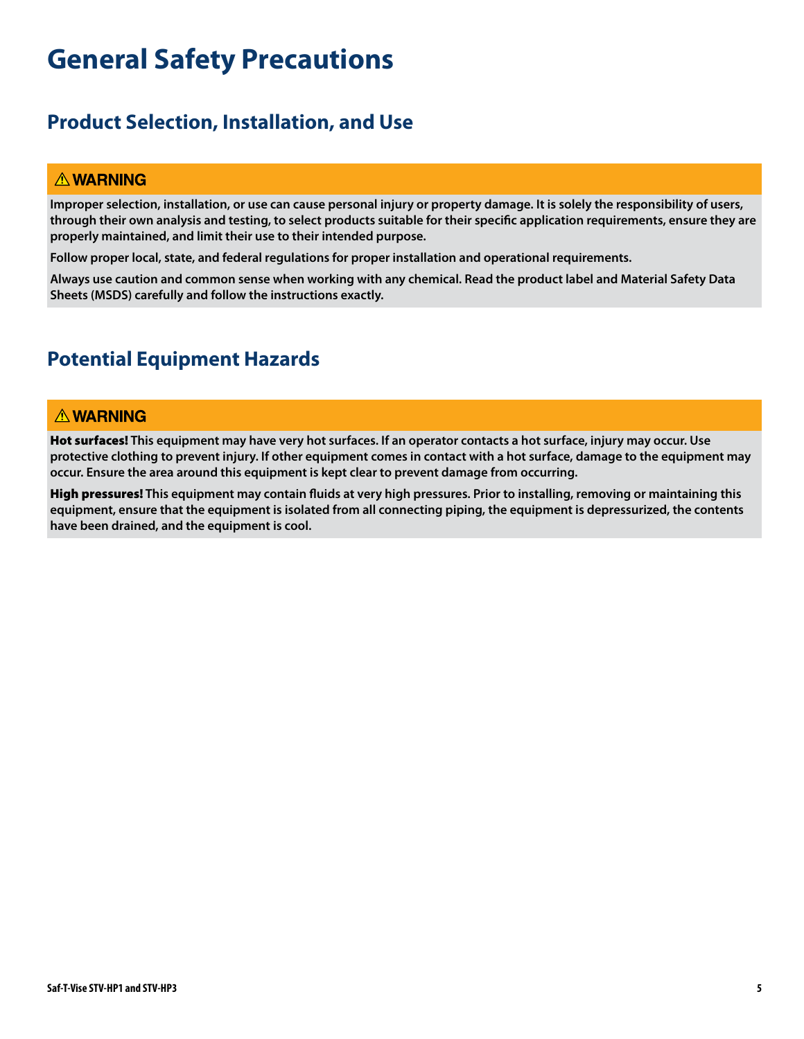# General Safety Precautions

## Product Selection, Installation, and Use

**⚠ WARNING**

**Improper selection, installation, or use can cause personal injury or property damage. It is solely the responsibility of users, through their own analysis and testing, to select products suitable for their specific application requirements, ensure they are properly maintained, and limit their use to their intended purpose.**

**Follow proper local, state, and federal regulations for proper installation and operational requirements.**

**Always use caution and common sense when working with any chemical. Read the product label and Material Safety Data Sheets (MSDS) carefully and follow the instructions exactly.**

## Potential Equipment Hazards

**⚠ WARNING**

**Hot surfaces! This equipment may have very hot surfaces. If an operator contacts a hot surface, injury may occur. Use protective clothing to prevent injury. If other equipment comes in contact with a hot surface, damage to the equipment may occur. Ensure the area around this equipment is kept clear to prevent damage from occurring.**

**High pressures! This equipment may contain fluids at very high pressures. Prior to installing, removing or maintaining this equipment, ensure that the equipment is isolated from all connecting piping, the equipment is depressurized, the contents have been drained, and the equipment is cool.**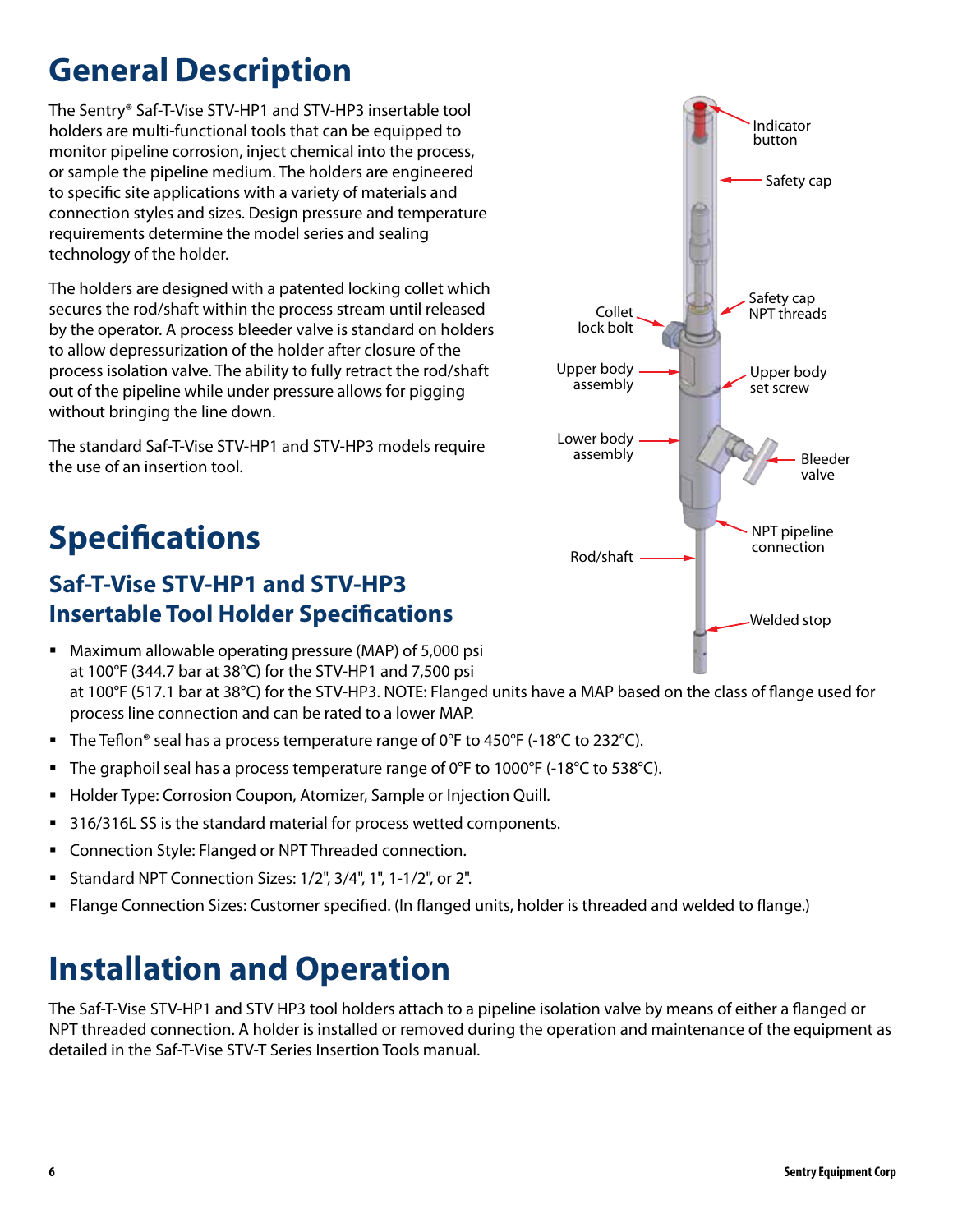# General Description

The Sentry® Saf-T-Vise STV-HP1 and STV-HP3 insertable tool holders are multi-functional tools that can be equipped to monitor pipeline corrosion, inject chemical into the process, or sample the pipeline medium. The holders are engineered to specific site applications with a variety of materials and connection styles and sizes. Design pressure and temperature requirements determine the model series and sealing technology of the holder.

The holders are designed with a patented locking collet which secures the rod/shaft within the process stream until released by the operator. A process bleeder valve is standard on holders to allow depressurization of the holder after closure of the process isolation valve. The ability to fully retract the rod/shaft out of the pipeline while under pressure allows for pigging without bringing the line down.

The standard Saf-T-Vise STV-HP1 and STV-HP3 models require the use of an insertion tool.

Indicator button

Safety cap

Safety cap NPT threads

Collet lock bolt

Upper body assembly

Upper body set screw

Lower body assembly

Bleeder valve

NPT pipeline connection

Rod/shaft

Welded stop

# Specifications

## Saf-T-Vise STV-HP1 and STV-HP3 Insertable Tool Holder Specifications

- Maximum allowable operating pressure (MAP) of 5,000 psi at 100°F (344.7 bar at 38°C) for the STV-HP1 and 7,500 psi at 100°F (517.1 bar at 38°C) for the STV-HP3. NOTE: Flanged units have a MAP based on the class of flange used for process line connection and can be rated to a lower MAP.
- The Teflon® seal has a process temperature range of 0°F to 450°F (-18°C to 232°C).
- The graphoil seal has a process temperature range of 0°F to 1000°F (-18°C to 538°C).
- Holder Type: Corrosion Coupon, Atomizer, Sample or Injection Quill.
- 316/316L SS is the standard material for process wetted components.
- Connection Style: Flanged or NPT Threaded connection.
- Standard NPT Connection Sizes: 1/2", 3/4", 1", 1-1/2", or 2".
- Flange Connection Sizes: Customer specified. (In flanged units, holder is threaded and welded to flange.)

# Installation and Operation

The Saf-T-Vise STV-HP1 and STV HP3 tool holders attach to a pipeline isolation valve by means of either a flanged or NPT threaded connection. A holder is installed or removed during the operation and maintenance of the equipment as detailed in the Saf-T-Vise STV-T Series Insertion Tools manual.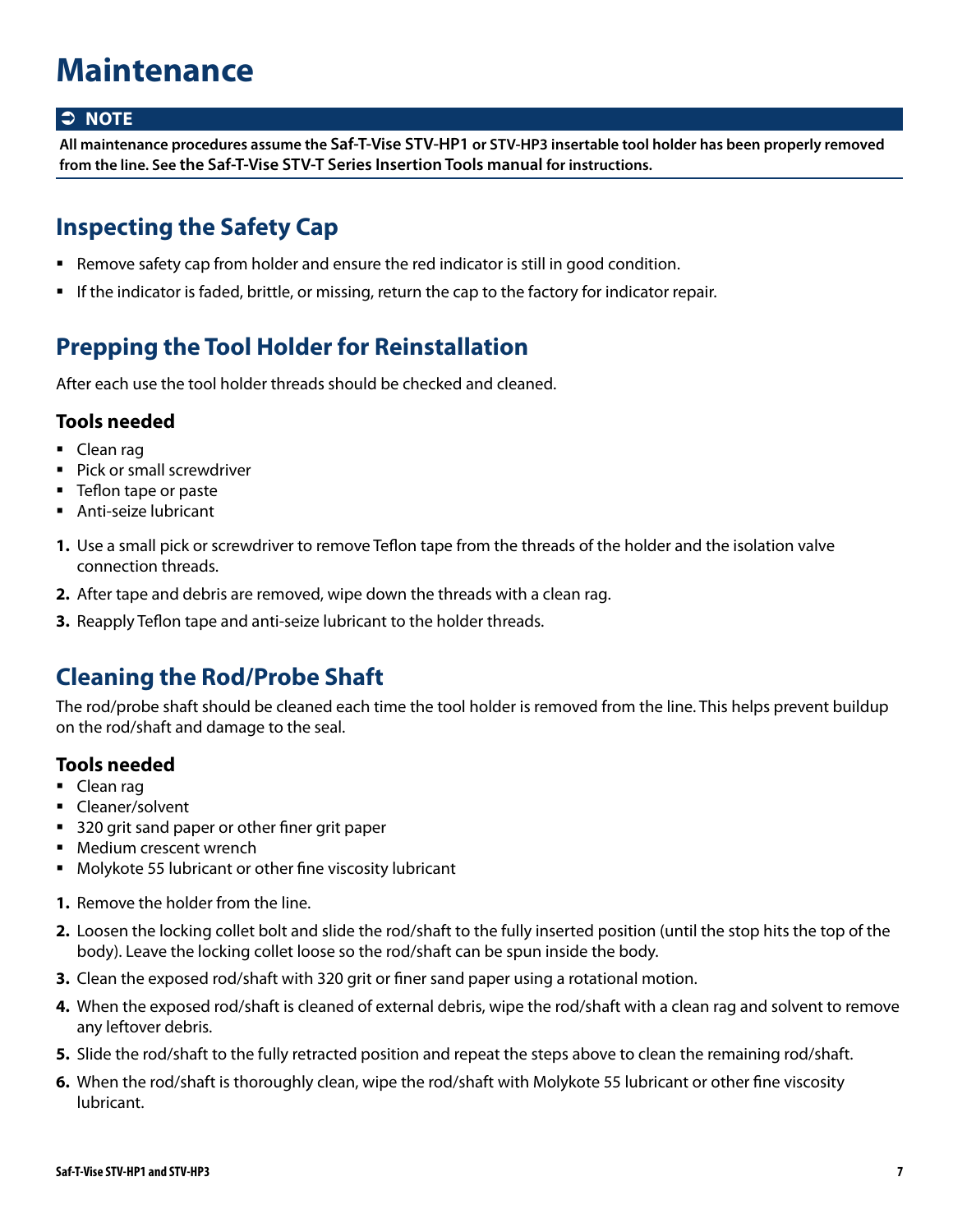# Maintenance

**➲ NOTE**

**All maintenance procedures assume the Saf-T-Vise STV-HP1 or STV-HP3 insertable tool holder has been properly removed from the line. See the Saf-T-Vise STV-T Series Insertion Tools manual for instructions.**

## Inspecting the Safety Cap

- Remove safety cap from holder and ensure the red indicator is still in good condition.
- If the indicator is faded, brittle, or missing, return the cap to the factory for indicator repair.

## Prepping the Tool Holder for Reinstallation

After each use the tool holder threads should be checked and cleaned.

### Tools needed

- Clean rag
- Pick or small screwdriver
- Teflon tape or paste
- Anti-seize lubricant

1. Use a small pick or screwdriver to remove Teflon tape from the threads of the holder and the isolation valve connection threads.
2. After tape and debris are removed, wipe down the threads with a clean rag.
3. Reapply Teflon tape and anti-seize lubricant to the holder threads.

## Cleaning the Rod/Probe Shaft

The rod/probe shaft should be cleaned each time the tool holder is removed from the line. This helps prevent buildup on the rod/shaft and damage to the seal.

### Tools needed

- Clean rag
- Cleaner/solvent
- 320 grit sand paper or other finer grit paper
- Medium crescent wrench
- Molykote 55 lubricant or other fine viscosity lubricant

1. Remove the holder from the line.
2. Loosen the locking collet bolt and slide the rod/shaft to the fully inserted position (until the stop hits the top of the body). Leave the locking collet loose so the rod/shaft can be spun inside the body.
3. Clean the exposed rod/shaft with 320 grit or finer sand paper using a rotational motion.
4. When the exposed rod/shaft is cleaned of external debris, wipe the rod/shaft with a clean rag and solvent to remove any leftover debris.
5. Slide the rod/shaft to the fully retracted position and repeat the steps above to clean the remaining rod/shaft.
6. When the rod/shaft is thoroughly clean, wipe the rod/shaft with Molykote 55 lubricant or other fine viscosity lubricant.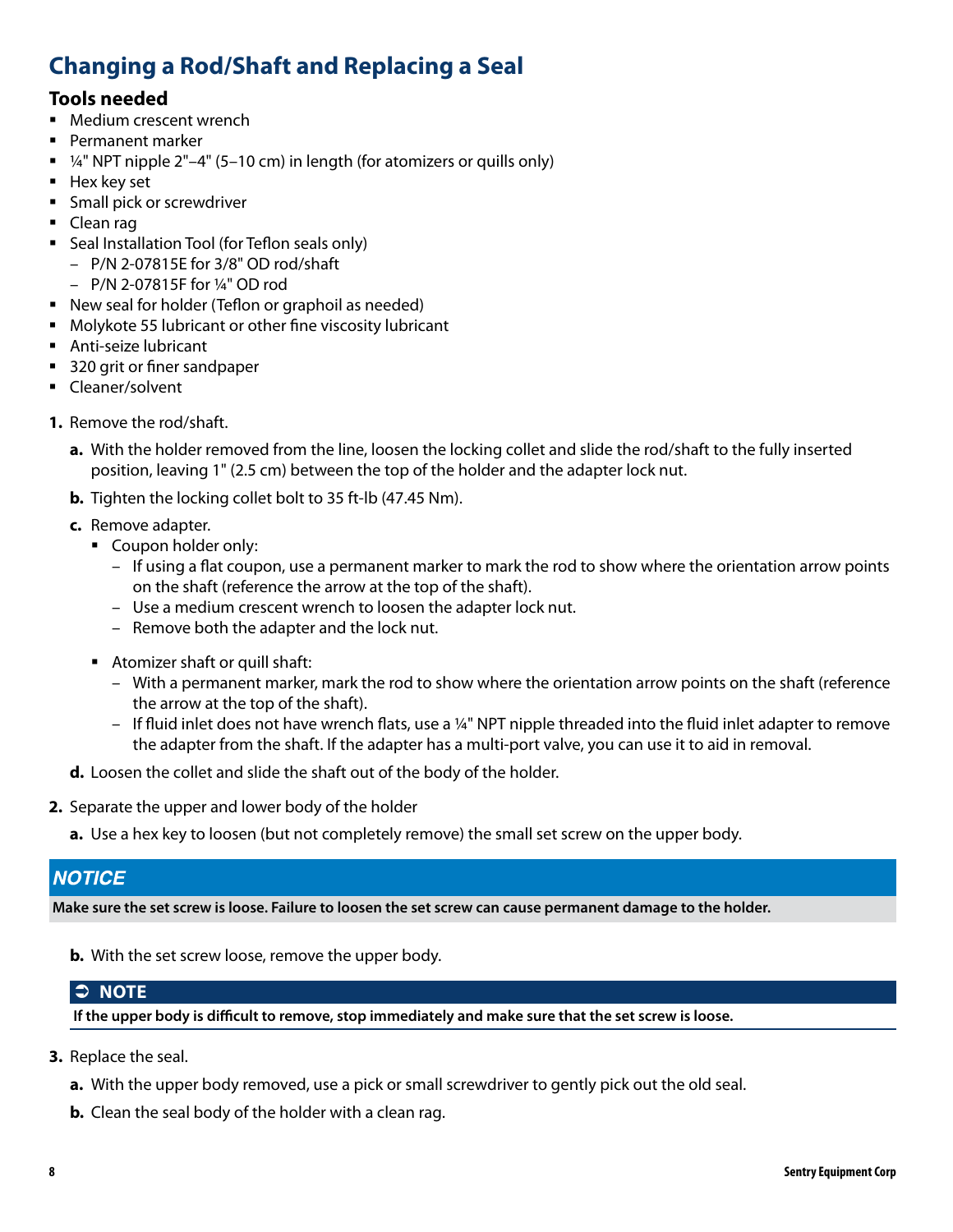## Changing a Rod/Shaft and Replacing a Seal

### Tools needed

- Medium crescent wrench
- Permanent marker
- ¼" NPT nipple 2"–4" (5–10 cm) in length (for atomizers or quills only)
- Hex key set
- Small pick or screwdriver
- Clean rag
- Seal Installation Tool (for Teflon seals only)
  - P/N 2-07815E for 3/8" OD rod/shaft
  - P/N 2-07815F for ¼" OD rod
- New seal for holder (Teflon or graphoil as needed)
- Molykote 55 lubricant or other fine viscosity lubricant
- Anti-seize lubricant
- 320 grit or finer sandpaper
- Cleaner/solvent

1. Remove the rod/shaft.
   a. With the holder removed from the line, loosen the locking collet and slide the rod/shaft to the fully inserted position, leaving 1" (2.5 cm) between the top of the holder and the adapter lock nut.
   b. Tighten the locking collet bolt to 35 ft-lb (47.45 Nm).
   c. Remove adapter.
      - Coupon holder only:
        - If using a flat coupon, use a permanent marker to mark the rod to show where the orientation arrow points on the shaft (reference the arrow at the top of the shaft).
        - Use a medium crescent wrench to loosen the adapter lock nut.
        - Remove both the adapter and the lock nut.
      - Atomizer shaft or quill shaft:
        - With a permanent marker, mark the rod to show where the orientation arrow points on the shaft (reference the arrow at the top of the shaft).
        - If fluid inlet does not have wrench flats, use a ¼" NPT nipple threaded into the fluid inlet adapter to remove the adapter from the shaft. If the adapter has a multi-port valve, you can use it to aid in removal.
   d. Loosen the collet and slide the shaft out of the body of the holder.
2. Separate the upper and lower body of the holder
   a. Use a hex key to loosen (but not completely remove) the small set screw on the upper body.

**NOTICE**

**Make sure the set screw is loose. Failure to loosen the set screw can cause permanent damage to the holder.**

   b. With the set screw loose, remove the upper body.

**NOTE**

**If the upper body is difficult to remove, stop immediately and make sure that the set screw is loose.**

3. Replace the seal.
   a. With the upper body removed, use a pick or small screwdriver to gently pick out the old seal.
   b. Clean the seal body of the holder with a clean rag.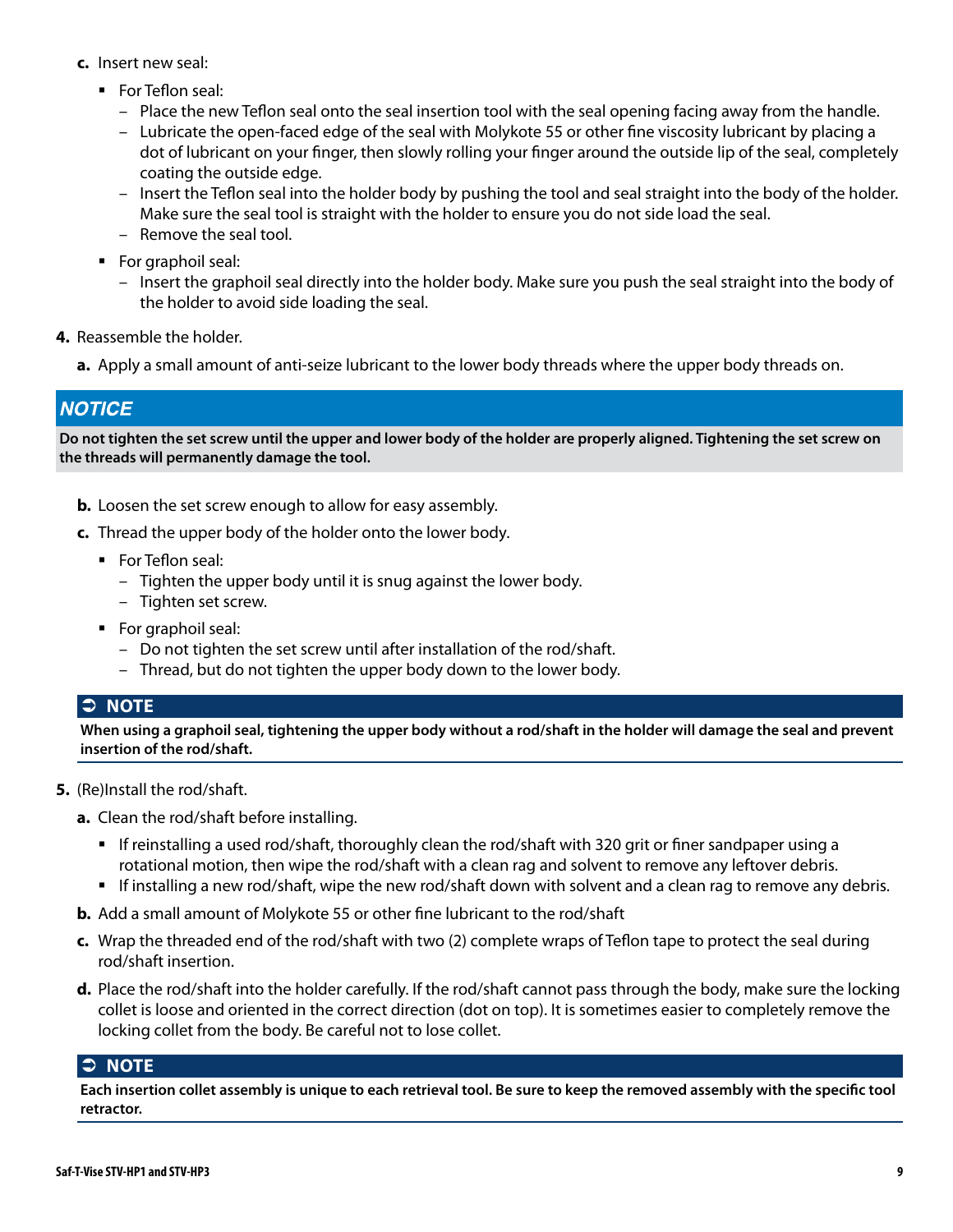c. Insert new seal:

- For Teflon seal:
  - Place the new Teflon seal onto the seal insertion tool with the seal opening facing away from the handle.
  - Lubricate the open-faced edge of the seal with Molykote 55 or other fine viscosity lubricant by placing a dot of lubricant on your finger, then slowly rolling your finger around the outside lip of the seal, completely coating the outside edge.
  - Insert the Teflon seal into the holder body by pushing the tool and seal straight into the body of the holder. Make sure the seal tool is straight with the holder to ensure you do not side load the seal.
  - Remove the seal tool.
- For graphoil seal:
  - Insert the graphoil seal directly into the holder body. Make sure you push the seal straight into the body of the holder to avoid side loading the seal.

4. Reassemble the holder.

a. Apply a small amount of anti-seize lubricant to the lower body threads where the upper body threads on.

**NOTICE**

**Do not tighten the set screw until the upper and lower body of the holder are properly aligned. Tightening the set screw on the threads will permanently damage the tool.**

b. Loosen the set screw enough to allow for easy assembly.

c. Thread the upper body of the holder onto the lower body.

- For Teflon seal:
  - Tighten the upper body until it is snug against the lower body.
  - Tighten set screw.
- For graphoil seal:
  - Do not tighten the set screw until after installation of the rod/shaft.
  - Thread, but do not tighten the upper body down to the lower body.

**NOTE**

**When using a graphoil seal, tightening the upper body without a rod/shaft in the holder will damage the seal and prevent insertion of the rod/shaft.**

5. (Re)Install the rod/shaft.

a. Clean the rod/shaft before installing.

- If reinstalling a used rod/shaft, thoroughly clean the rod/shaft with 320 grit or finer sandpaper using a rotational motion, then wipe the rod/shaft with a clean rag and solvent to remove any leftover debris.
- If installing a new rod/shaft, wipe the new rod/shaft down with solvent and a clean rag to remove any debris.

b. Add a small amount of Molykote 55 or other fine lubricant to the rod/shaft

c. Wrap the threaded end of the rod/shaft with two (2) complete wraps of Teflon tape to protect the seal during rod/shaft insertion.

d. Place the rod/shaft into the holder carefully. If the rod/shaft cannot pass through the body, make sure the locking collet is loose and oriented in the correct direction (dot on top). It is sometimes easier to completely remove the locking collet from the body. Be careful not to lose collet.

**NOTE**

**Each insertion collet assembly is unique to each retrieval tool. Be sure to keep the removed assembly with the specific tool retractor.**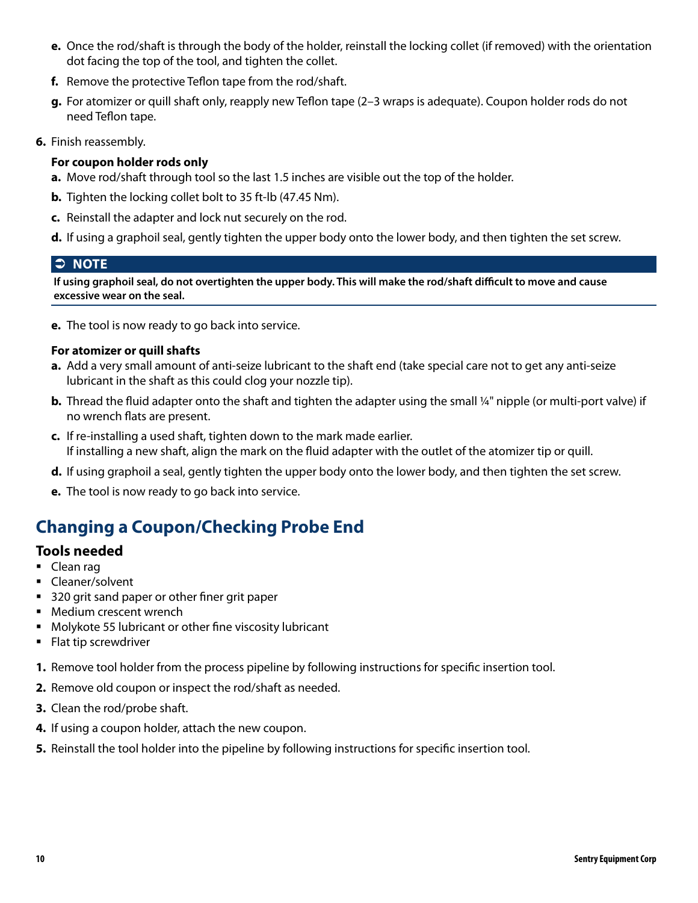e. Once the rod/shaft is through the body of the holder, reinstall the locking collet (if removed) with the orientation dot facing the top of the tool, and tighten the collet.

f. Remove the protective Teflon tape from the rod/shaft.

g. For atomizer or quill shaft only, reapply new Teflon tape (2–3 wraps is adequate). Coupon holder rods do not need Teflon tape.

6. Finish reassembly.

**For coupon holder rods only**

a. Move rod/shaft through tool so the last 1.5 inches are visible out the top of the holder.

b. Tighten the locking collet bolt to 35 ft-lb (47.45 Nm).

c. Reinstall the adapter and lock nut securely on the rod.

d. If using a graphoil seal, gently tighten the upper body onto the lower body, and then tighten the set screw.

**➲ NOTE**

**If using graphoil seal, do not overtighten the upper body. This will make the rod/shaft difficult to move and cause excessive wear on the seal.**

e. The tool is now ready to go back into service.

**For atomizer or quill shafts**

a. Add a very small amount of anti-seize lubricant to the shaft end (take special care not to get any anti-seize lubricant in the shaft as this could clog your nozzle tip).

b. Thread the fluid adapter onto the shaft and tighten the adapter using the small ¼" nipple (or multi-port valve) if no wrench flats are present.

c. If re-installing a used shaft, tighten down to the mark made earlier.
If installing a new shaft, align the mark on the fluid adapter with the outlet of the atomizer tip or quill.

d. If using graphoil a seal, gently tighten the upper body onto the lower body, and then tighten the set screw.

e. The tool is now ready to go back into service.

## Changing a Coupon/Checking Probe End

### Tools needed

- Clean rag
- Cleaner/solvent
- 320 grit sand paper or other finer grit paper
- Medium crescent wrench
- Molykote 55 lubricant or other fine viscosity lubricant
- Flat tip screwdriver

1. Remove tool holder from the process pipeline by following instructions for specific insertion tool.
2. Remove old coupon or inspect the rod/shaft as needed.
3. Clean the rod/probe shaft.
4. If using a coupon holder, attach the new coupon.
5. Reinstall the tool holder into the pipeline by following instructions for specific insertion tool.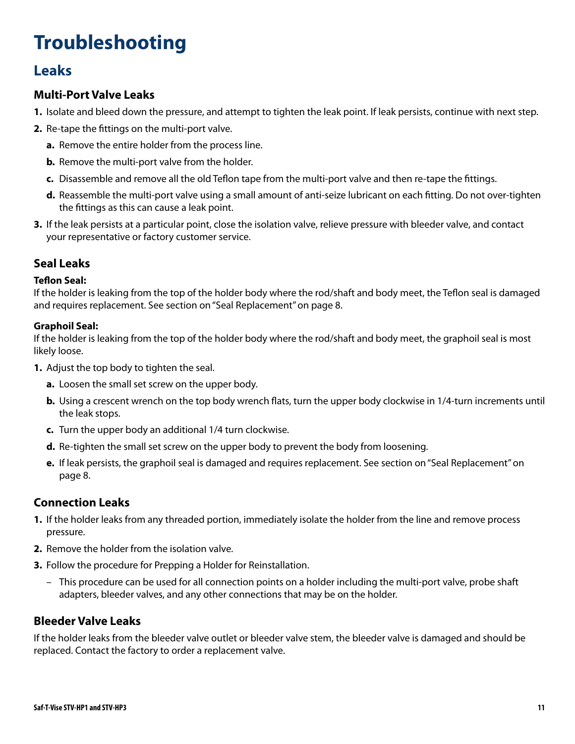# Troubleshooting

## Leaks

### Multi-Port Valve Leaks

1. Isolate and bleed down the pressure, and attempt to tighten the leak point. If leak persists, continue with next step.
2. Re-tape the fittings on the multi-port valve.
   a. Remove the entire holder from the process line.
   b. Remove the multi-port valve from the holder.
   c. Disassemble and remove all the old Teflon tape from the multi-port valve and then re-tape the fittings.
   d. Reassemble the multi-port valve using a small amount of anti-seize lubricant on each fitting. Do not over-tighten the fittings as this can cause a leak point.
3. If the leak persists at a particular point, close the isolation valve, relieve pressure with bleeder valve, and contact your representative or factory customer service.

### Seal Leaks

**Teflon Seal:**
If the holder is leaking from the top of the holder body where the rod/shaft and body meet, the Teflon seal is damaged and requires replacement. See section on "Seal Replacement" on page 8.

**Graphoil Seal:**
If the holder is leaking from the top of the holder body where the rod/shaft and body meet, the graphoil seal is most likely loose.

1. Adjust the top body to tighten the seal.
   a. Loosen the small set screw on the upper body.
   b. Using a crescent wrench on the top body wrench flats, turn the upper body clockwise in 1/4-turn increments until the leak stops.
   c. Turn the upper body an additional 1/4 turn clockwise.
   d. Re-tighten the small set screw on the upper body to prevent the body from loosening.
   e. If leak persists, the graphoil seal is damaged and requires replacement. See section on "Seal Replacement" on page 8.

### Connection Leaks

1. If the holder leaks from any threaded portion, immediately isolate the holder from the line and remove process pressure.
2. Remove the holder from the isolation valve.
3. Follow the procedure for Prepping a Holder for Reinstallation.
   – This procedure can be used for all connection points on a holder including the multi-port valve, probe shaft adapters, bleeder valves, and any other connections that may be on the holder.

### Bleeder Valve Leaks

If the holder leaks from the bleeder valve outlet or bleeder valve stem, the bleeder valve is damaged and should be replaced. Contact the factory to order a replacement valve.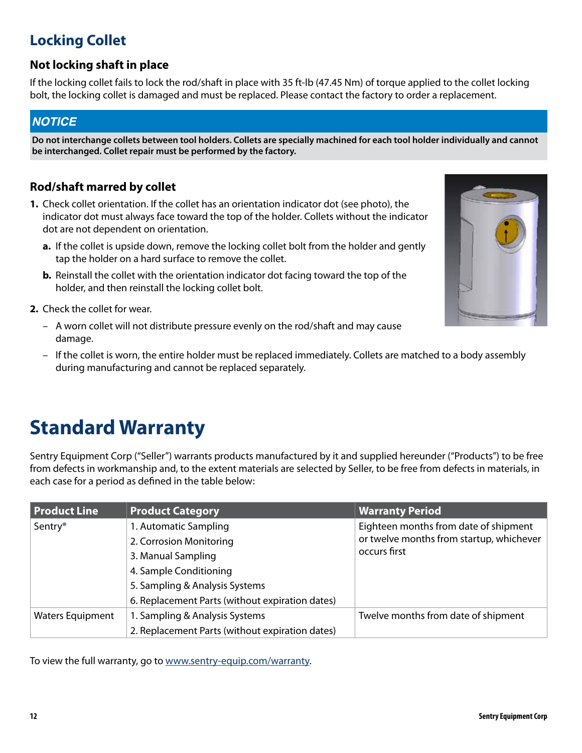## Locking Collet

### Not locking shaft in place

If the locking collet fails to lock the rod/shaft in place with 35 ft-lb (47.45 Nm) of torque applied to the collet locking bolt, the locking collet is damaged and must be replaced. Please contact the factory to order a replacement.

> ***NOTICE***
>
> **Do not interchange collets between tool holders. Collets are specially machined for each tool holder individually and cannot be interchanged. Collet repair must be performed by the factory.**

### Rod/shaft marred by collet

1. Check collet orientation. If the collet has an orientation indicator dot (see photo), the indicator dot must always face toward the top of the holder. Collets without the indicator dot are not dependent on orientation.
   a. If the collet is upside down, remove the locking collet bolt from the holder and gently tap the holder on a hard surface to remove the collet.
   b. Reinstall the collet with the orientation indicator dot facing toward the top of the holder, and then reinstall the locking collet bolt.
2. Check the collet for wear.
   - A worn collet will not distribute pressure evenly on the rod/shaft and may cause damage.
   - If the collet is worn, the entire holder must be replaced immediately. Collets are matched to a body assembly during manufacturing and cannot be replaced separately.

# Standard Warranty

Sentry Equipment Corp ("Seller") warrants products manufactured by it and supplied hereunder ("Products") to be free from defects in workmanship and, to the extent materials are selected by Seller, to be free from defects in materials, in each case for a period as defined in the table below:

| Product Line | Product Category | Warranty Period |
|---|---|---|
| Sentry® | 1. Automatic Sampling<br>2. Corrosion Monitoring<br>3. Manual Sampling<br>4. Sample Conditioning<br>5. Sampling & Analysis Systems<br>6. Replacement Parts (without expiration dates) | Eighteen months from date of shipment or twelve months from startup, whichever occurs first |
| Waters Equipment | 1. Sampling & Analysis Systems<br>2. Replacement Parts (without expiration dates) | Twelve months from date of shipment |

To view the full warranty, go to www.sentry-equip.com/warranty.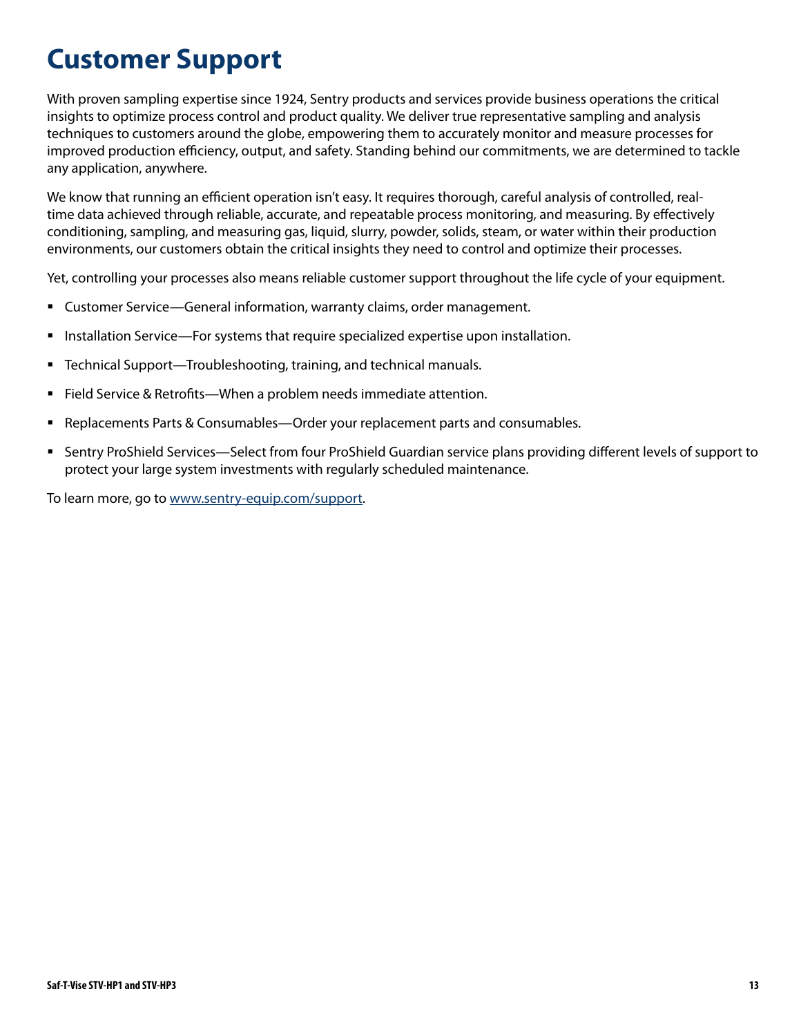# Customer Support

With proven sampling expertise since 1924, Sentry products and services provide business operations the critical insights to optimize process control and product quality. We deliver true representative sampling and analysis techniques to customers around the globe, empowering them to accurately monitor and measure processes for improved production efficiency, output, and safety. Standing behind our commitments, we are determined to tackle any application, anywhere.

We know that running an efficient operation isn't easy. It requires thorough, careful analysis of controlled, real-time data achieved through reliable, accurate, and repeatable process monitoring, and measuring. By effectively conditioning, sampling, and measuring gas, liquid, slurry, powder, solids, steam, or water within their production environments, our customers obtain the critical insights they need to control and optimize their processes.

Yet, controlling your processes also means reliable customer support throughout the life cycle of your equipment.

- Customer Service—General information, warranty claims, order management.
- Installation Service—For systems that require specialized expertise upon installation.
- Technical Support—Troubleshooting, training, and technical manuals.
- Field Service & Retrofits—When a problem needs immediate attention.
- Replacements Parts & Consumables—Order your replacement parts and consumables.
- Sentry ProShield Services—Select from four ProShield Guardian service plans providing different levels of support to protect your large system investments with regularly scheduled maintenance.

To learn more, go to [www.sentry-equip.com/support](www.sentry-equip.com/support).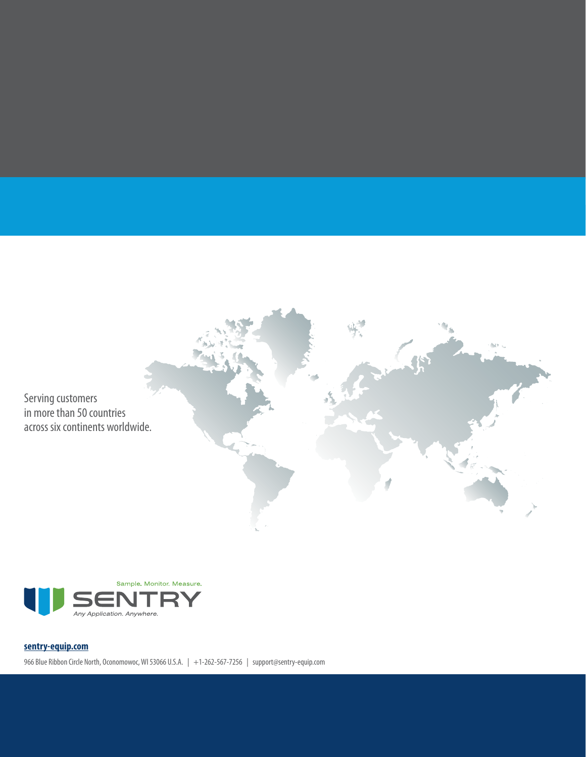Serving customers
in more than 50 countries
across six continents worldwide.

Sample. Monitor. Measure.

SENTRY

*Any Application. Anywhere.*

**sentry-equip.com**

966 Blue Ribbon Circle North, Oconomowoc, WI 53066 U.S.A. | +1-262-567-7256 | support@sentry-equip.com